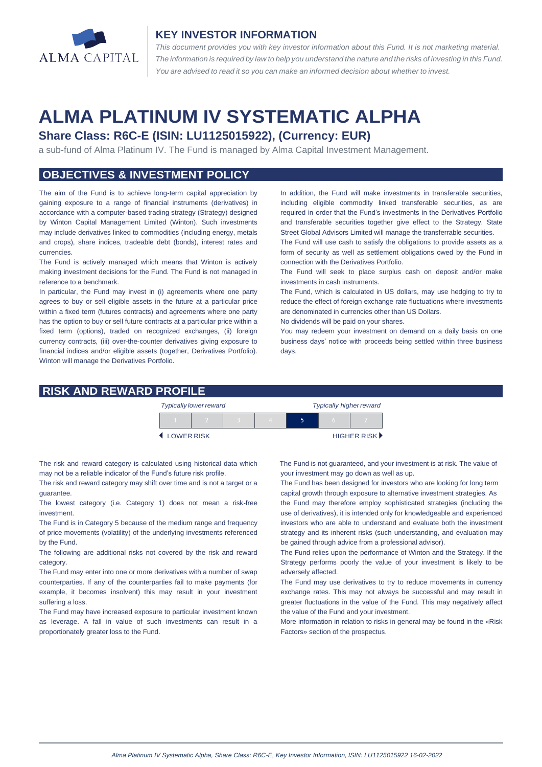## KEY INVESTOR INFORMATION

*This document provides you with key investor information about this Fund. It is not marketing material. The information is required by law to help you understand the nature and the risks of investing in this Fund. You are advised to read it so you can make an informed decision about whether to invest.*

# ALMA PLATINUM IV SYSTEMATIC ALPHA

### Share Class: R6C-E (ISIN: LU1125015922), (Currency: EUR)

a sub-fund of Alma Platinum IV. The Fund is managed by Alma Capital Investment Management.

## OBJECTIVES & INVESTMENT POLICY

The aim of the Fund is to achieve long-term capital appreciation by gaining exposure to a range of financial instruments (derivatives) in accordance with a computer-based trading strategy (Strategy) designed by Winton Capital Management Limited (Winton). Such investments may include derivatives linked to commodities (including energy, metals and crops), share indices, tradeable debt (bonds), interest rates and currencies.

The Fund is actively managed which means that Winton is actively making investment decisions for the Fund. The Fund is not managed in reference to a benchmark.

In particular, the Fund may invest in (i) agreements where one party agrees to buy or sell eligible assets in the future at a particular price within a fixed term (futures contracts) and agreements where one party has the option to buy or sell future contracts at a particular price within a fixed term (options), traded on recognized exchanges, (ii) foreign currency contracts, (iii) over-the-counter derivatives giving exposure to financial indices and/or eligible assets (together, Derivatives Portfolio). Winton will manage the Derivatives Portfolio.

In addition, the Fund will make investments in transferable securities, including eligible commodity linked transferable securities, as are required in order that the Fund's investments in the Derivatives Portfolio and transferable securities together give effect to the Strategy. State Street Global Advisors Limited will manage the transferable securities.

The Fund will use cash to satisfy the obligations to provide assets as a form of security as well as settlement obligations owed by the Fund in connection with the Derivatives Portfolio.

The Fund will seek to place surplus cash on deposit and/or make investments in cash instruments.

The Fund, which is calculated in US dollars, may use hedging to try to reduce the effect of foreign exchange rate fluctuations where investments are denominated in currencies other than US Dollars.

No dividends will be paid on your shares.

You may redeem your investment on demand on a daily basis on one business days' notice with proceeds being settled within three business days.

## RISK AND REWARD PROFILE

| *Typically lower reward* | | | | *Typically higher reward* | | |
|---|---|---|---|---|---|---|
| 1 | 2 | 3 | 4 | **5** | 6 | 7 |
| LOWER RISK | | | | | | HIGHER RISK |

The risk and reward category is calculated using historical data which may not be a reliable indicator of the Fund's future risk profile.

The risk and reward category may shift over time and is not a target or a guarantee.

The lowest category (i.e. Category 1) does not mean a risk-free investment.

The Fund is in Category 5 because of the medium range and frequency of price movements (volatility) of the underlying investments referenced by the Fund.

The following are additional risks not covered by the risk and reward category.

The Fund may enter into one or more derivatives with a number of swap counterparties. If any of the counterparties fail to make payments (for example, it becomes insolvent) this may result in your investment suffering a loss.

The Fund may have increased exposure to particular investment known as leverage. A fall in value of such investments can result in a proportionately greater loss to the Fund.

The Fund is not guaranteed, and your investment is at risk. The value of your investment may go down as well as up.

The Fund has been designed for investors who are looking for long term capital growth through exposure to alternative investment strategies. As the Fund may therefore employ sophisticated strategies (including the use of derivatives), it is intended only for knowledgeable and experienced investors who are able to understand and evaluate both the investment strategy and its inherent risks (such understanding, and evaluation may be gained through advice from a professional advisor).

The Fund relies upon the performance of Winton and the Strategy. If the Strategy performs poorly the value of your investment is likely to be adversely affected.

The Fund may use derivatives to try to reduce movements in currency exchange rates. This may not always be successful and may result in greater fluctuations in the value of the Fund. This may negatively affect the value of the Fund and your investment.

More information in relation to risks in general may be found in the «Risk Factors» section of the prospectus.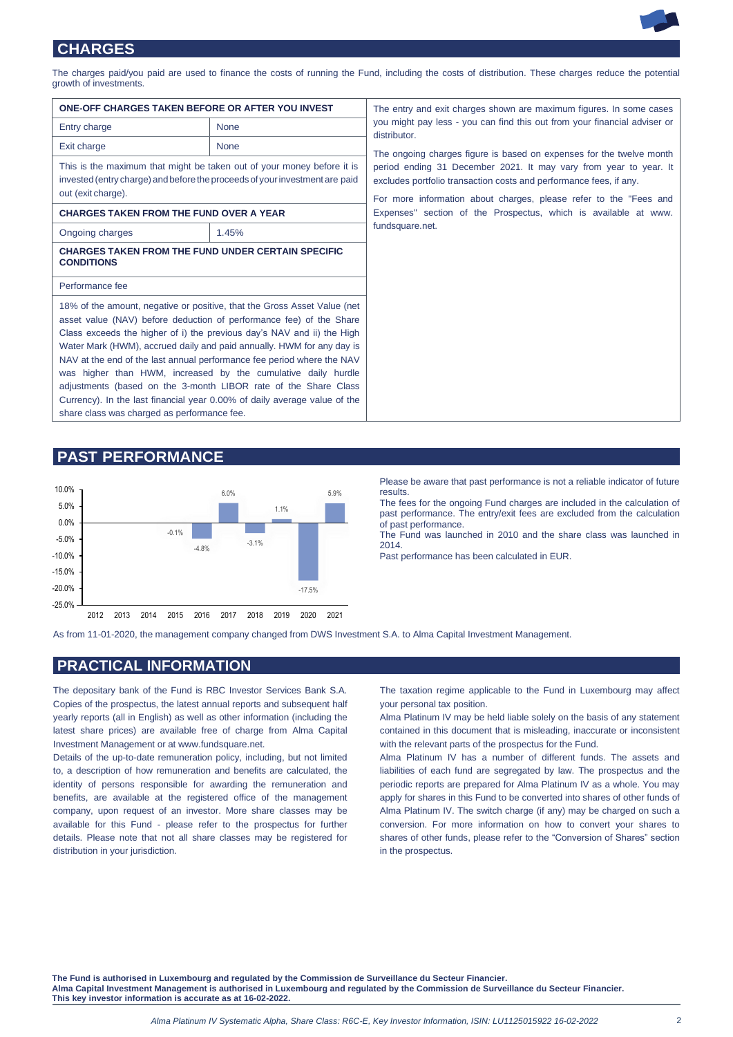## CHARGES

The charges paid/you paid are used to finance the costs of running the Fund, including the costs of distribution. These charges reduce the potential growth of investments.

| ONE-OFF CHARGES TAKEN BEFORE OR AFTER YOU INVEST | |
|---|---|
| Entry charge | None |
| Exit charge | None |
| This is the maximum that might be taken out of your money before it is invested (entry charge) and before the proceeds of your investment are paid out (exit charge). | |
| **CHARGES TAKEN FROM THE FUND OVER A YEAR** | |
| Ongoing charges | 1.45% |
| **CHARGES TAKEN FROM THE FUND UNDER CERTAIN SPECIFIC CONDITIONS** | |
| Performance fee | |
| 18% of the amount, negative or positive, that the Gross Asset Value (net asset value (NAV) before deduction of performance fee) of the Share Class exceeds the higher of i) the previous day's NAV and ii) the High Water Mark (HWM), accrued daily and paid annually. HWM for any day is NAV at the end of the last annual performance fee period where the NAV was higher than HWM, increased by the cumulative daily hurdle adjustments (based on the 3-month LIBOR rate of the Share Class Currency). In the last financial year 0.00% of daily average value of the share class was charged as performance fee. | |

The entry and exit charges shown are maximum figures. In some cases you might pay less - you can find this out from your financial adviser or distributor.

The ongoing charges figure is based on expenses for the twelve month period ending 31 December 2021. It may vary from year to year. It excludes portfolio transaction costs and performance fees, if any.

For more information about charges, please refer to the "Fees and Expenses" section of the Prospectus, which is available at www. fundsquare.net.

## PAST PERFORMANCE

10.0%
5.0%
0.0%
-5.0%
-10.0%
-15.0%
-20.0%
-25.0%

2012 2013 2014 2015 2016 2017 2018 2019 2020 2021

-0.1% -4.8% 6.0% -3.1% 1.1% -17.5% 5.9%

Please be aware that past performance is not a reliable indicator of future results.

The fees for the ongoing Fund charges are included in the calculation of past performance. The entry/exit fees are excluded from the calculation of past performance.

The Fund was launched in 2010 and the share class was launched in 2014.

Past performance has been calculated in EUR.

As from 11-01-2020, the management company changed from DWS Investment S.A. to Alma Capital Investment Management.

## PRACTICAL INFORMATION

The depositary bank of the Fund is RBC Investor Services Bank S.A. Copies of the prospectus, the latest annual reports and subsequent half yearly reports (all in English) as well as other information (including the latest share prices) are available free of charge from Alma Capital Investment Management or at www.fundsquare.net.

Details of the up-to-date remuneration policy, including, but not limited to, a description of how remuneration and benefits are calculated, the identity of persons responsible for awarding the remuneration and benefits, are available at the registered office of the management company, upon request of an investor. More share classes may be available for this Fund - please refer to the prospectus for further details. Please note that not all share classes may be registered for distribution in your jurisdiction.

The taxation regime applicable to the Fund in Luxembourg may affect your personal tax position.

Alma Platinum IV may be held liable solely on the basis of any statement contained in this document that is misleading, inaccurate or inconsistent with the relevant parts of the prospectus for the Fund.

Alma Platinum IV has a number of different funds. The assets and liabilities of each fund are segregated by law. The prospectus and the periodic reports are prepared for Alma Platinum IV as a whole. You may apply for shares in this Fund to be converted into shares of other funds of Alma Platinum IV. The switch charge (if any) may be charged on such a conversion. For more information on how to convert your shares to shares of other funds, please refer to the "Conversion of Shares" section in the prospectus.

**The Fund is authorised in Luxembourg and regulated by the Commission de Surveillance du Secteur Financier.**
**Alma Capital Investment Management is authorised in Luxembourg and regulated by the Commission de Surveillance du Secteur Financier.**
**This key investor information is accurate as at 16-02-2022.**